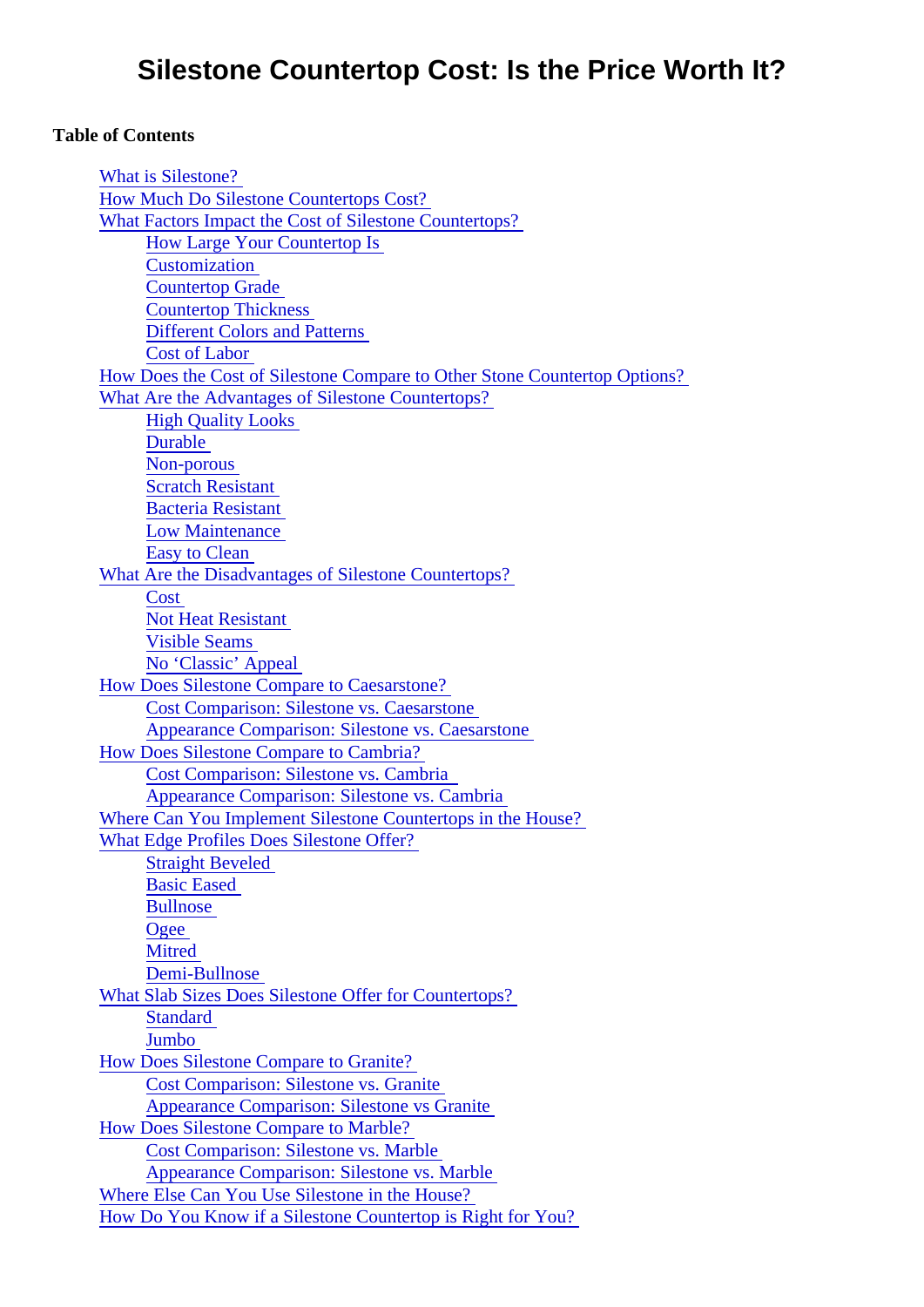# Silestone Countertop Cost: Is the Price Worth It?

**Table of Contents**

- What is Silestone?
- How Much Do Silestone Countertops Cost?
- What Factors Impact the Cost of Silestone Countertops?
    - How Large Your Countertop Is
    - Customization
    - Countertop Grade
    - Countertop Thickness
    - Different Colors and Patterns
    - Cost of Labor
- How Does the Cost of Silestone Compare to Other Stone Countertop Options?
- What Are the Advantages of Silestone Countertops?
    - High Quality Looks
    - Durable
    - Non-porous
    - Scratch Resistant
    - Bacteria Resistant
    - Low Maintenance
    - Easy to Clean
- What Are the Disadvantages of Silestone Countertops?
    - Cost
    - Not Heat Resistant
    - Visible Seams
    - No 'Classic' Appeal
- How Does Silestone Compare to Caesarstone?
    - Cost Comparison: Silestone vs. Caesarstone
    - Appearance Comparison: Silestone vs. Caesarstone
- How Does Silestone Compare to Cambria?
    - Cost Comparison: Silestone vs. Cambria
    - Appearance Comparison: Silestone vs. Cambria
- Where Can You Implement Silestone Countertops in the House?
- What Edge Profiles Does Silestone Offer?
    - Straight Beveled
    - Basic Eased
    - Bullnose
    - Ogee
    - Mitred
    - Demi-Bullnose
- What Slab Sizes Does Silestone Offer for Countertops?
    - Standard
    - Jumbo
- How Does Silestone Compare to Granite?
    - Cost Comparison: Silestone vs. Granite
    - Appearance Comparison: Silestone vs Granite
- How Does Silestone Compare to Marble?
    - Cost Comparison: Silestone vs. Marble
    - Appearance Comparison: Silestone vs. Marble
- Where Else Can You Use Silestone in the House?
- How Do You Know if a Silestone Countertop is Right for You?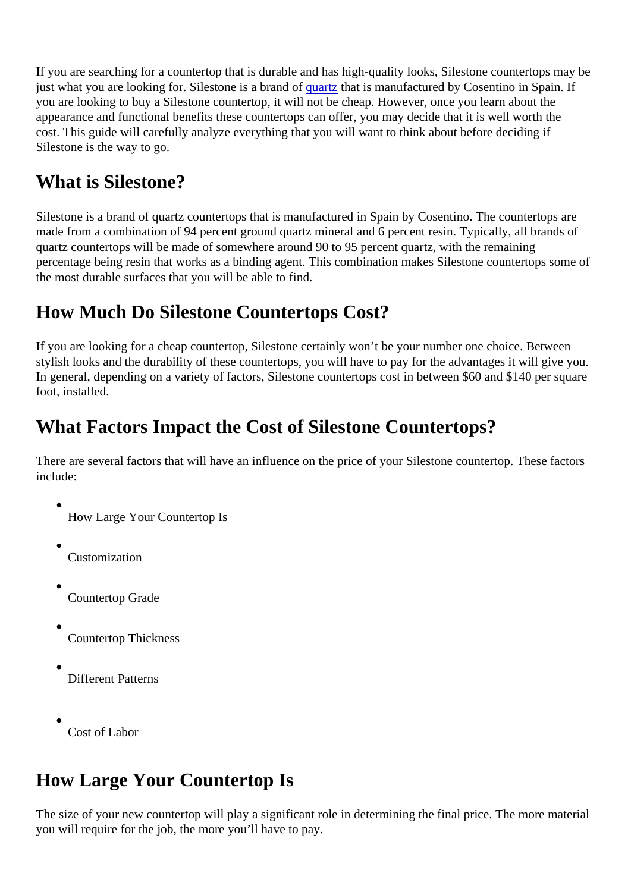If you are searching for a countertop that is durable and has high-quality looks, Silestone countertops may be just what you are looking for. Silestone is a brand of [quartz](quartz) that is manufactured by Cosentino in Spain. If you are looking to buy a Silestone countertop, it will not be cheap. However, once you learn about the appearance and functional benefits these countertops can offer, you may decide that it is well worth the cost. This guide will carefully analyze everything that you will want to think about before deciding if Silestone is the way to go.

## What is Silestone?

Silestone is a brand of quartz countertops that is manufactured in Spain by Cosentino. The countertops are made from a combination of 94 percent ground quartz mineral and 6 percent resin. Typically, all brands of quartz countertops will be made of somewhere around 90 to 95 percent quartz, with the remaining percentage being resin that works as a binding agent. This combination makes Silestone countertops some of the most durable surfaces that you will be able to find.

## How Much Do Silestone Countertops Cost?

If you are looking for a cheap countertop, Silestone certainly won't be your number one choice. Between stylish looks and the durability of these countertops, you will have to pay for the advantages it will give you. In general, depending on a variety of factors, Silestone countertops cost in between $60 and $140 per square foot, installed.

## What Factors Impact the Cost of Silestone Countertops?

There are several factors that will have an influence on the price of your Silestone countertop. These factors include:

- How Large Your Countertop Is
- Customization
- Countertop Grade
- Countertop Thickness
- Different Patterns
- Cost of Labor

## How Large Your Countertop Is

The size of your new countertop will play a significant role in determining the final price. The more material you will require for the job, the more you'll have to pay.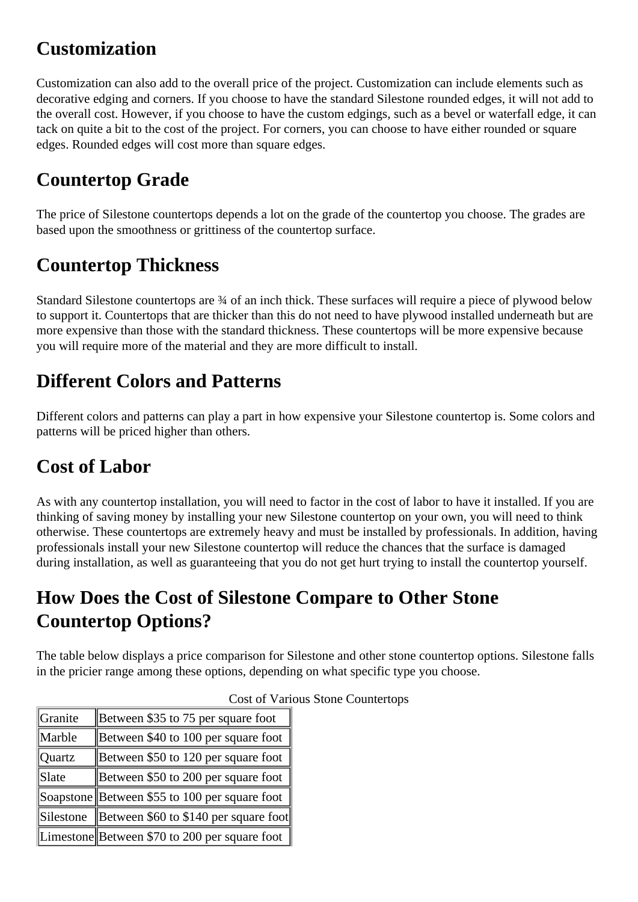## Customization

Customization can also add to the overall price of the project. Customization can include elements such as decorative edging and corners. If you choose to have the standard Silestone rounded edges, it will not add to the overall cost. However, if you choose to have the custom edgings, such as a bevel or waterfall edge, it can tack on quite a bit to the cost of the project. For corners, you can choose to have either rounded or square edges. Rounded edges will cost more than square edges.

## Countertop Grade

The price of Silestone countertops depends a lot on the grade of the countertop you choose. The grades are based upon the smoothness or grittiness of the countertop surface.

## Countertop Thickness

Standard Silestone countertops are ¾ of an inch thick. These surfaces will require a piece of plywood below to support it. Countertops that are thicker than this do not need to have plywood installed underneath but are more expensive than those with the standard thickness. These countertops will be more expensive because you will require more of the material and they are more difficult to install.

## Different Colors and Patterns

Different colors and patterns can play a part in how expensive your Silestone countertop is. Some colors and patterns will be priced higher than others.

## Cost of Labor

As with any countertop installation, you will need to factor in the cost of labor to have it installed. If you are thinking of saving money by installing your new Silestone countertop on your own, you will need to think otherwise. These countertops are extremely heavy and must be installed by professionals. In addition, having professionals install your new Silestone countertop will reduce the chances that the surface is damaged during installation, as well as guaranteeing that you do not get hurt trying to install the countertop yourself.

## How Does the Cost of Silestone Compare to Other Stone Countertop Options?

The table below displays a price comparison for Silestone and other stone countertop options. Silestone falls in the pricier range among these options, depending on what specific type you choose.

Cost of Various Stone Countertops

| | |
|---|---|
| Granite | Between $35 to 75 per square foot |
| Marble | Between $40 to 100 per square foot |
| Quartz | Between $50 to 120 per square foot |
| Slate | Between $50 to 200 per square foot |
| Soapstone | Between $55 to 100 per square foot |
| Silestone | Between $60 to $140 per square foot |
| Limestone | Between $70 to 200 per square foot |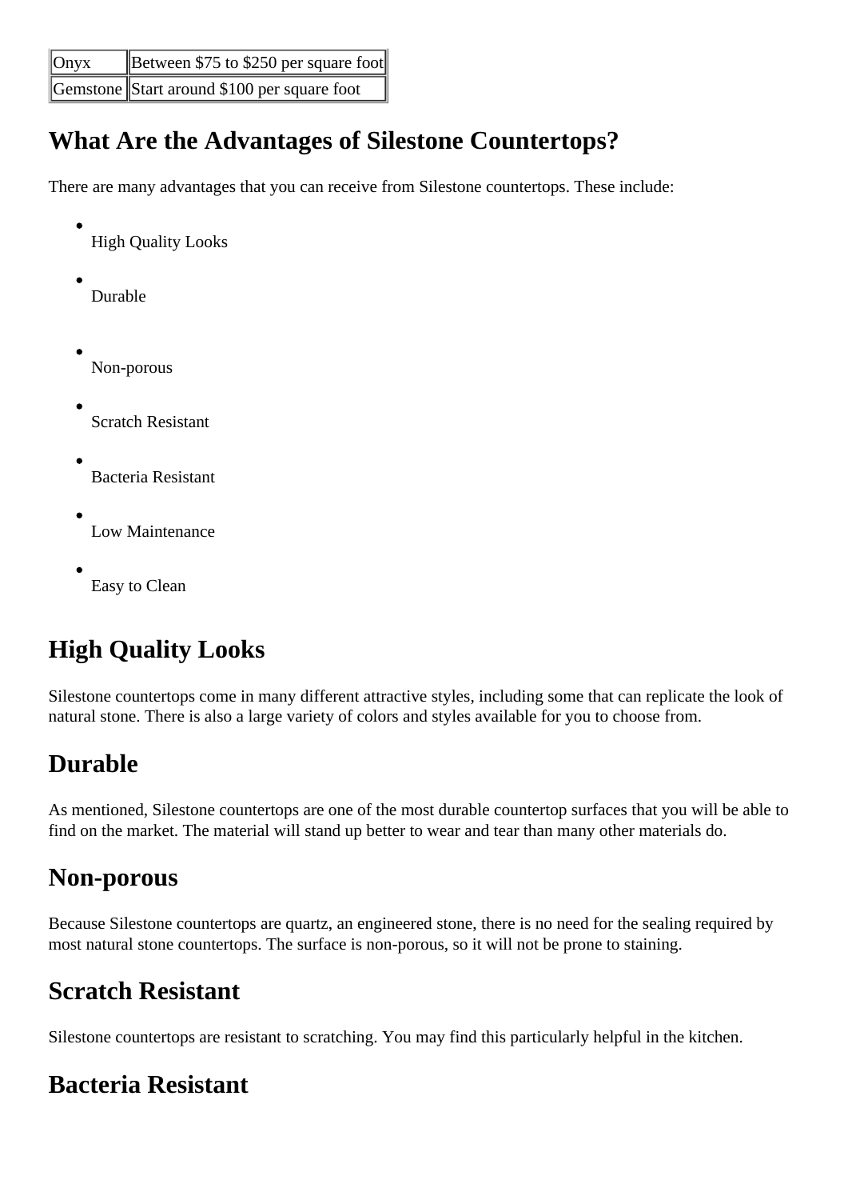| Onyx | Between $75 to $250 per square foot |
| --- | --- |
| Gemstone | Start around $100 per square foot |

## What Are the Advantages of Silestone Countertops?

There are many advantages that you can receive from Silestone countertops. These include:

- High Quality Looks
- Durable
- Non-porous
- Scratch Resistant
- Bacteria Resistant
- Low Maintenance
- Easy to Clean

## High Quality Looks

Silestone countertops come in many different attractive styles, including some that can replicate the look of natural stone. There is also a large variety of colors and styles available for you to choose from.

## Durable

As mentioned, Silestone countertops are one of the most durable countertop surfaces that you will be able to find on the market. The material will stand up better to wear and tear than many other materials do.

## Non-porous

Because Silestone countertops are quartz, an engineered stone, there is no need for the sealing required by most natural stone countertops. The surface is non-porous, so it will not be prone to staining.

## Scratch Resistant

Silestone countertops are resistant to scratching. You may find this particularly helpful in the kitchen.

## Bacteria Resistant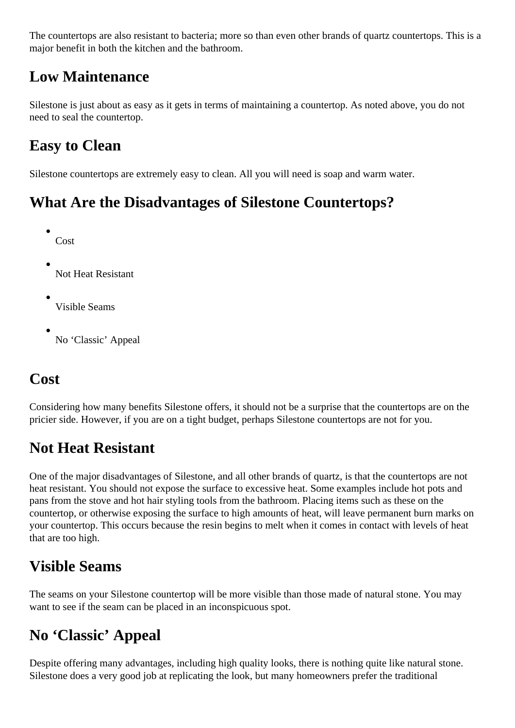The countertops are also resistant to bacteria; more so than even other brands of quartz countertops. This is a major benefit in both the kitchen and the bathroom.

## Low Maintenance

Silestone is just about as easy as it gets in terms of maintaining a countertop. As noted above, you do not need to seal the countertop.

## Easy to Clean

Silestone countertops are extremely easy to clean. All you will need is soap and warm water.

## What Are the Disadvantages of Silestone Countertops?

- Cost
- Not Heat Resistant
- Visible Seams
- No 'Classic' Appeal

## Cost

Considering how many benefits Silestone offers, it should not be a surprise that the countertops are on the pricier side. However, if you are on a tight budget, perhaps Silestone countertops are not for you.

## Not Heat Resistant

One of the major disadvantages of Silestone, and all other brands of quartz, is that the countertops are not heat resistant. You should not expose the surface to excessive heat. Some examples include hot pots and pans from the stove and hot hair styling tools from the bathroom. Placing items such as these on the countertop, or otherwise exposing the surface to high amounts of heat, will leave permanent burn marks on your countertop. This occurs because the resin begins to melt when it comes in contact with levels of heat that are too high.

## Visible Seams

The seams on your Silestone countertop will be more visible than those made of natural stone. You may want to see if the seam can be placed in an inconspicuous spot.

## No 'Classic' Appeal

Despite offering many advantages, including high quality looks, there is nothing quite like natural stone. Silestone does a very good job at replicating the look, but many homeowners prefer the traditional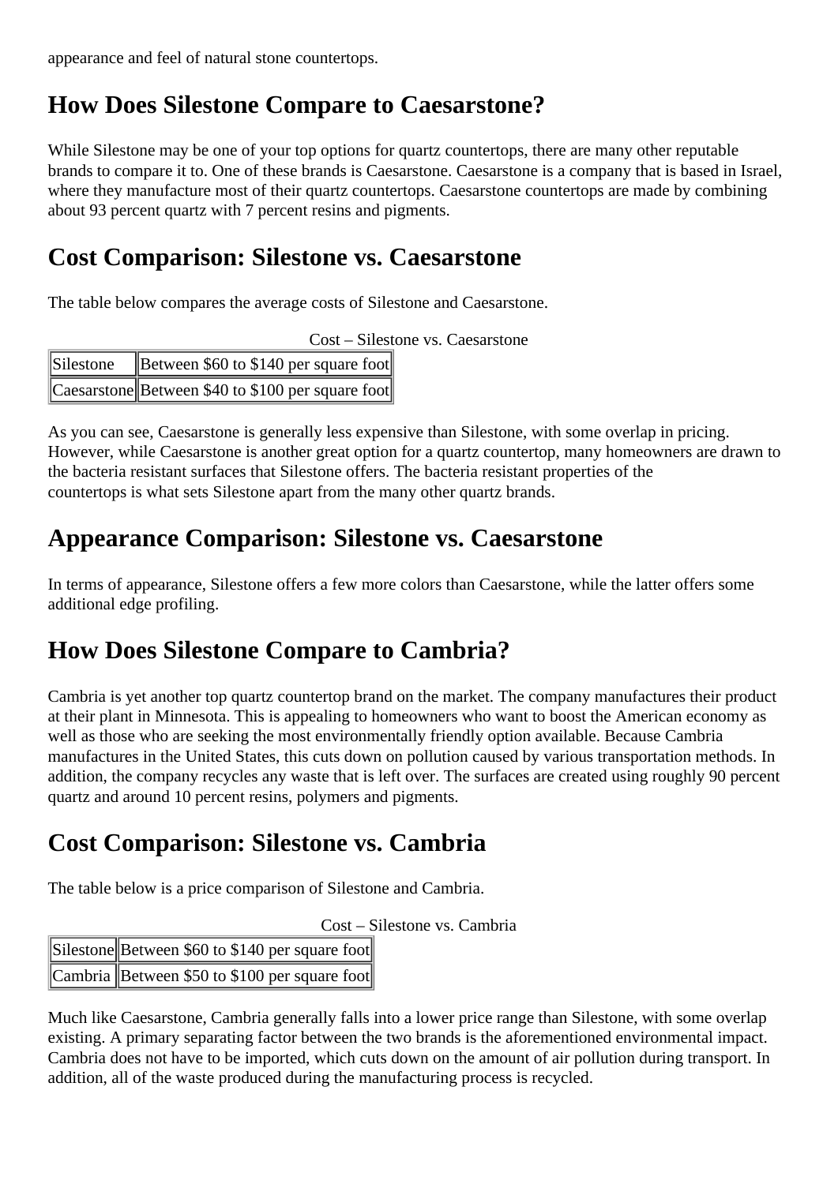appearance and feel of natural stone countertops.

## How Does Silestone Compare to Caesarstone?

While Silestone may be one of your top options for quartz countertops, there are many other reputable brands to compare it to. One of these brands is Caesarstone. Caesarstone is a company that is based in Israel, where they manufacture most of their quartz countertops. Caesarstone countertops are made by combining about 93 percent quartz with 7 percent resins and pigments.

## Cost Comparison: Silestone vs. Caesarstone

The table below compares the average costs of Silestone and Caesarstone.

Cost – Silestone vs. Caesarstone

| | |
|---|---|
| Silestone | Between $60 to $140 per square foot |
| Caesarstone | Between $40 to $100 per square foot |

As you can see, Caesarstone is generally less expensive than Silestone, with some overlap in pricing. However, while Caesarstone is another great option for a quartz countertop, many homeowners are drawn to the bacteria resistant surfaces that Silestone offers. The bacteria resistant properties of the countertops is what sets Silestone apart from the many other quartz brands.

## Appearance Comparison: Silestone vs. Caesarstone

In terms of appearance, Silestone offers a few more colors than Caesarstone, while the latter offers some additional edge profiling.

## How Does Silestone Compare to Cambria?

Cambria is yet another top quartz countertop brand on the market. The company manufactures their product at their plant in Minnesota. This is appealing to homeowners who want to boost the American economy as well as those who are seeking the most environmentally friendly option available. Because Cambria manufactures in the United States, this cuts down on pollution caused by various transportation methods. In addition, the company recycles any waste that is left over. The surfaces are created using roughly 90 percent quartz and around 10 percent resins, polymers and pigments.

## Cost Comparison: Silestone vs. Cambria

The table below is a price comparison of Silestone and Cambria.

Cost – Silestone vs. Cambria

| | |
|---|---|
| Silestone | Between $60 to $140 per square foot |
| Cambria | Between $50 to $100 per square foot |

Much like Caesarstone, Cambria generally falls into a lower price range than Silestone, with some overlap existing. A primary separating factor between the two brands is the aforementioned environmental impact. Cambria does not have to be imported, which cuts down on the amount of air pollution during transport. In addition, all of the waste produced during the manufacturing process is recycled.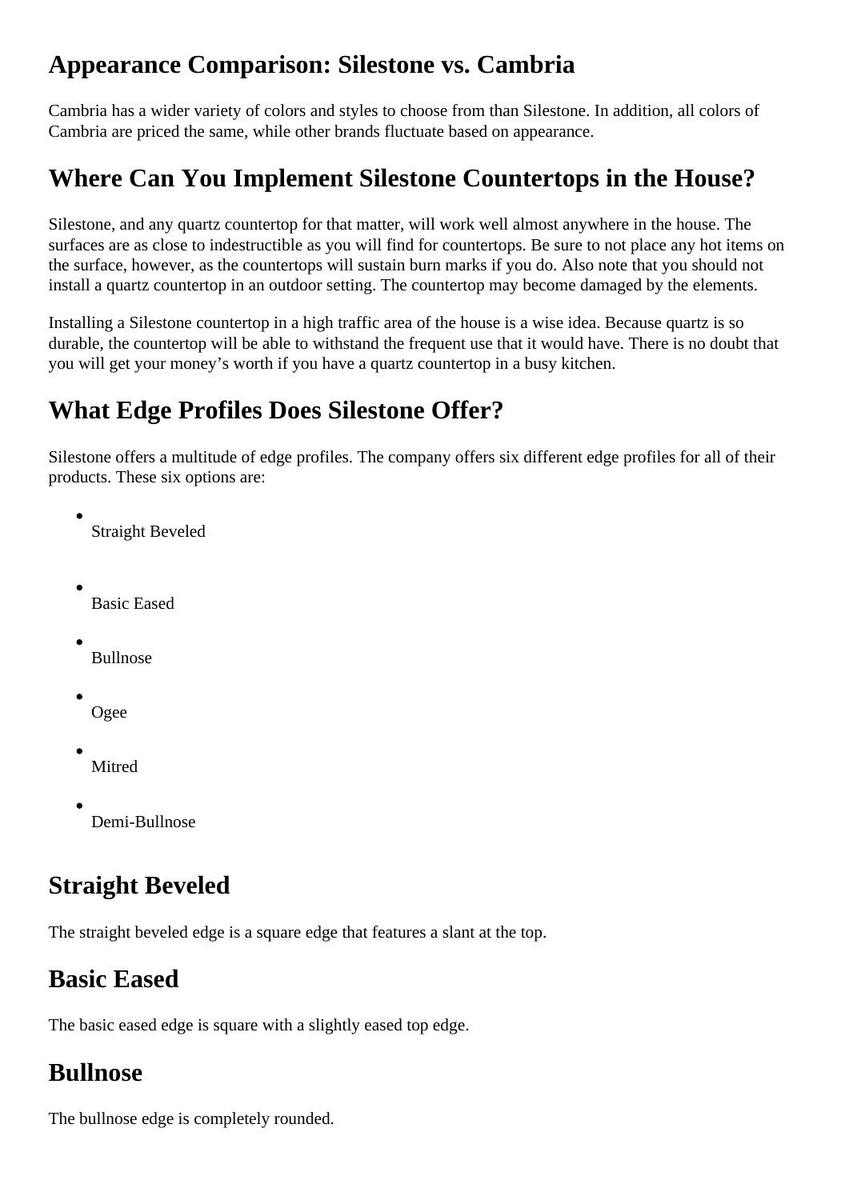## Appearance Comparison: Silestone vs. Cambria

Cambria has a wider variety of colors and styles to choose from than Silestone. In addition, all colors of Cambria are priced the same, while other brands fluctuate based on appearance.

## Where Can You Implement Silestone Countertops in the House?

Silestone, and any quartz countertop for that matter, will work well almost anywhere in the house. The surfaces are as close to indestructible as you will find for countertops. Be sure to not place any hot items on the surface, however, as the countertops will sustain burn marks if you do. Also note that you should not install a quartz countertop in an outdoor setting. The countertop may become damaged by the elements.

Installing a Silestone countertop in a high traffic area of the house is a wise idea. Because quartz is so durable, the countertop will be able to withstand the frequent use that it would have. There is no doubt that you will get your money's worth if you have a quartz countertop in a busy kitchen.

## What Edge Profiles Does Silestone Offer?

Silestone offers a multitude of edge profiles. The company offers six different edge profiles for all of their products. These six options are:

- Straight Beveled
- Basic Eased
- Bullnose
- Ogee
- Mitred
- Demi-Bullnose

## Straight Beveled

The straight beveled edge is a square edge that features a slant at the top.

## Basic Eased

The basic eased edge is square with a slightly eased top edge.

## Bullnose

The bullnose edge is completely rounded.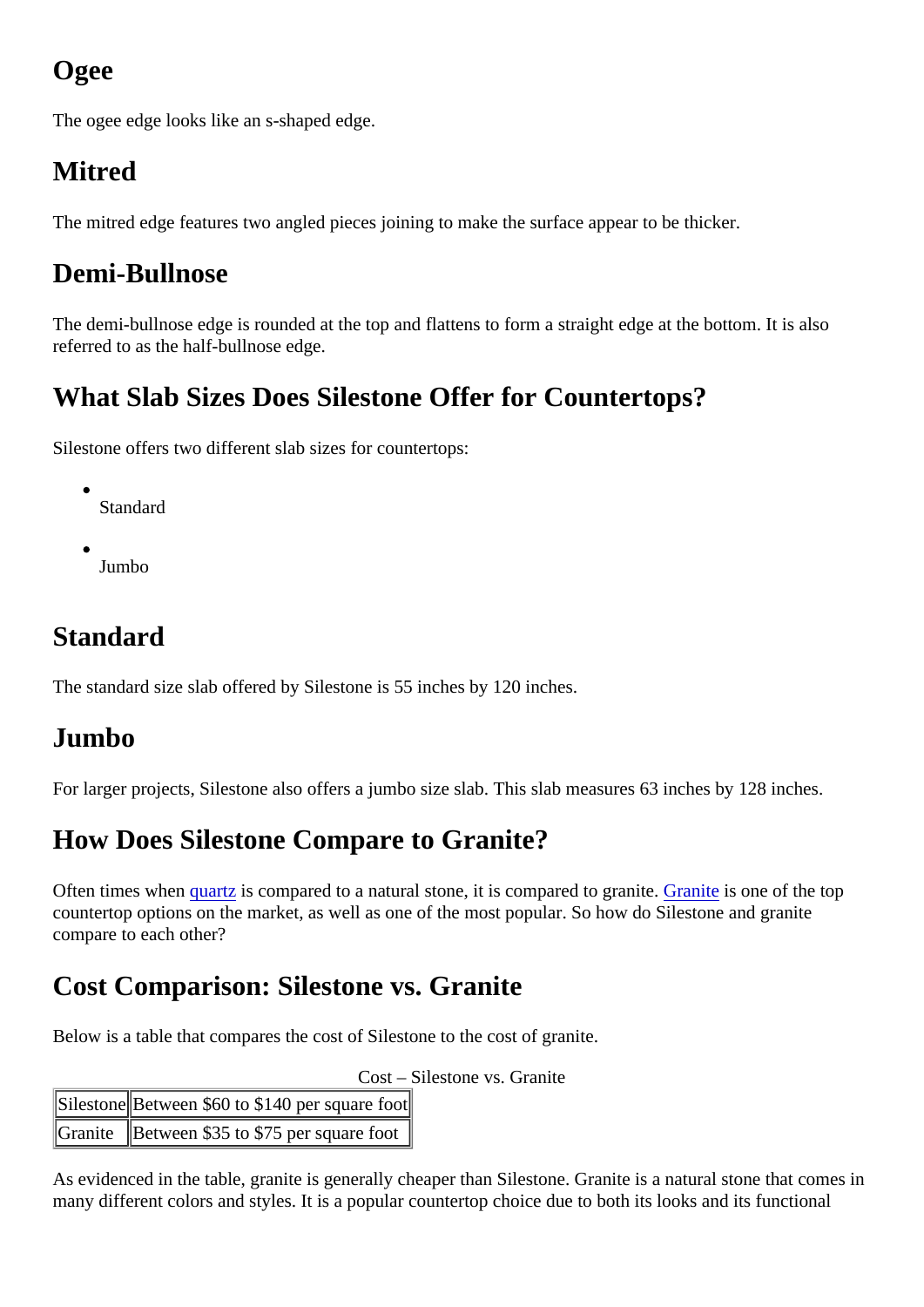## Ogee

The ogee edge looks like an s-shaped edge.

## Mitred

The mitred edge features two angled pieces joining to make the surface appear to be thicker.

## Demi-Bullnose

The demi-bullnose edge is rounded at the top and flattens to form a straight edge at the bottom. It is also referred to as the half-bullnose edge.

## What Slab Sizes Does Silestone Offer for Countertops?

Silestone offers two different slab sizes for countertops:

- Standard
- Jumbo

## Standard

The standard size slab offered by Silestone is 55 inches by 120 inches.

## Jumbo

For larger projects, Silestone also offers a jumbo size slab. This slab measures 63 inches by 128 inches.

## How Does Silestone Compare to Granite?

Often times when quartz is compared to a natural stone, it is compared to granite. Granite is one of the top countertop options on the market, as well as one of the most popular. So how do Silestone and granite compare to each other?

## Cost Comparison: Silestone vs. Granite

Below is a table that compares the cost of Silestone to the cost of granite.

Cost – Silestone vs. Granite

| | |
|---|---|
| Silestone | Between $60 to $140 per square foot |
| Granite | Between $35 to $75 per square foot |

As evidenced in the table, granite is generally cheaper than Silestone. Granite is a natural stone that comes in many different colors and styles. It is a popular countertop choice due to both its looks and its functional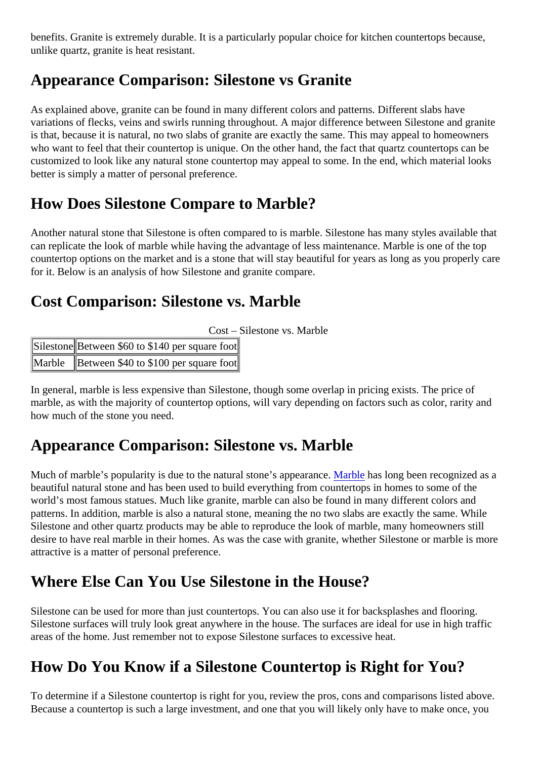benefits. Granite is extremely durable. It is a particularly popular choice for kitchen countertops because, unlike quartz, granite is heat resistant.

## Appearance Comparison: Silestone vs Granite

As explained above, granite can be found in many different colors and patterns. Different slabs have variations of flecks, veins and swirls running throughout. A major difference between Silestone and granite is that, because it is natural, no two slabs of granite are exactly the same. This may appeal to homeowners who want to feel that their countertop is unique. On the other hand, the fact that quartz countertops can be customized to look like any natural stone countertop may appeal to some. In the end, which material looks better is simply a matter of personal preference.

## How Does Silestone Compare to Marble?

Another natural stone that Silestone is often compared to is marble. Silestone has many styles available that can replicate the look of marble while having the advantage of less maintenance. Marble is one of the top countertop options on the market and is a stone that will stay beautiful for years as long as you properly care for it. Below is an analysis of how Silestone and granite compare.

## Cost Comparison: Silestone vs. Marble

Cost – Silestone vs. Marble

| | |
|---|---|
| Silestone | Between $60 to $140 per square foot |
| Marble | Between $40 to $100 per square foot |

In general, marble is less expensive than Silestone, though some overlap in pricing exists. The price of marble, as with the majority of countertop options, will vary depending on factors such as color, rarity and how much of the stone you need.

## Appearance Comparison: Silestone vs. Marble

Much of marble's popularity is due to the natural stone's appearance. Marble has long been recognized as a beautiful natural stone and has been used to build everything from countertops in homes to some of the world's most famous statues. Much like granite, marble can also be found in many different colors and patterns. In addition, marble is also a natural stone, meaning the no two slabs are exactly the same. While Silestone and other quartz products may be able to reproduce the look of marble, many homeowners still desire to have real marble in their homes. As was the case with granite, whether Silestone or marble is more attractive is a matter of personal preference.

## Where Else Can You Use Silestone in the House?

Silestone can be used for more than just countertops. You can also use it for backsplashes and flooring. Silestone surfaces will truly look great anywhere in the house. The surfaces are ideal for use in high traffic areas of the home. Just remember not to expose Silestone surfaces to excessive heat.

## How Do You Know if a Silestone Countertop is Right for You?

To determine if a Silestone countertop is right for you, review the pros, cons and comparisons listed above. Because a countertop is such a large investment, and one that you will likely only have to make once, you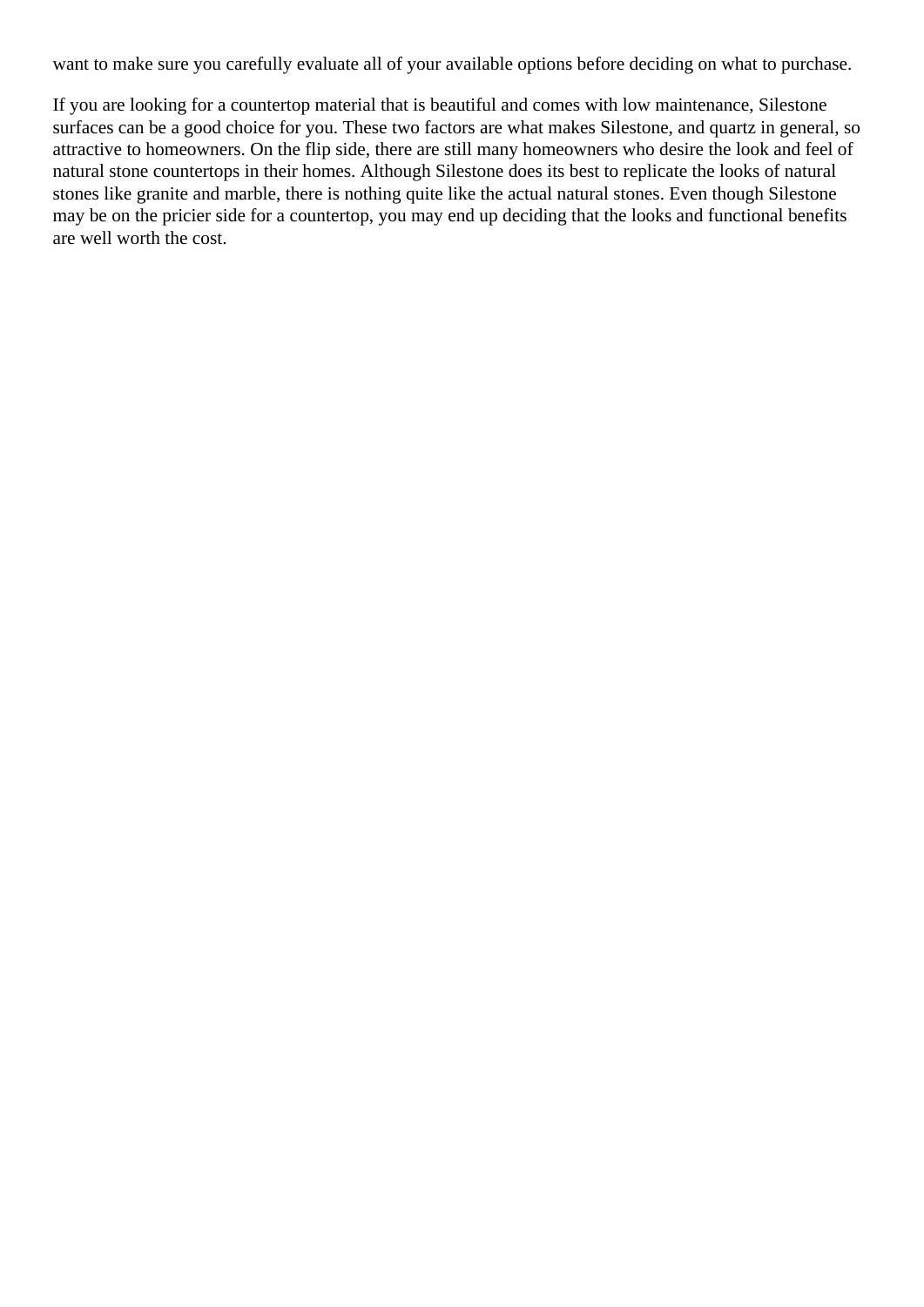want to make sure you carefully evaluate all of your available options before deciding on what to purchase.

If you are looking for a countertop material that is beautiful and comes with low maintenance, Silestone surfaces can be a good choice for you. These two factors are what makes Silestone, and quartz in general, so attractive to homeowners. On the flip side, there are still many homeowners who desire the look and feel of natural stone countertops in their homes. Although Silestone does its best to replicate the looks of natural stones like granite and marble, there is nothing quite like the actual natural stones. Even though Silestone may be on the pricier side for a countertop, you may end up deciding that the looks and functional benefits are well worth the cost.